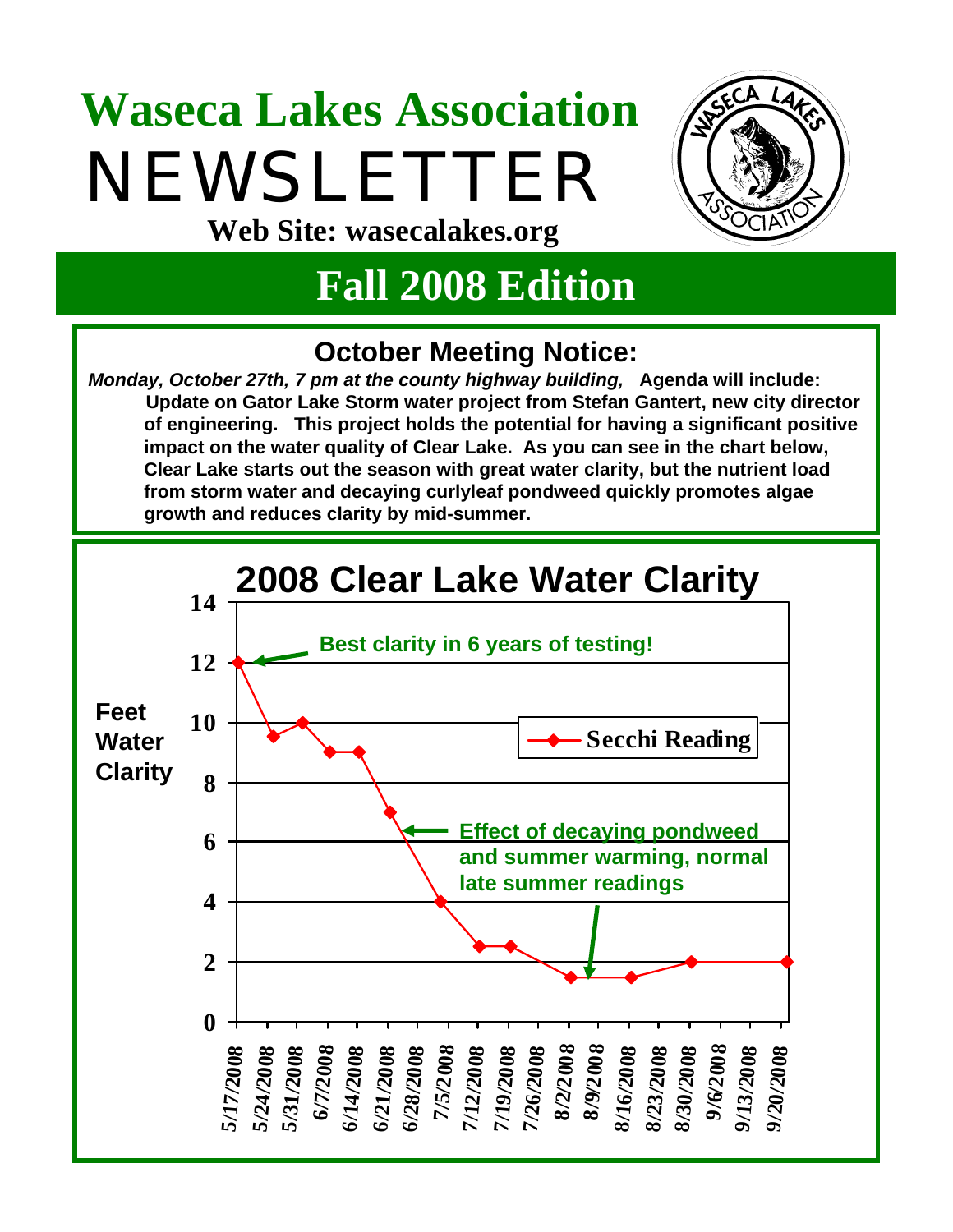# Waseca Lakes Association

# NEWSLETTER

**Web Site: wasecalakes.org**

## Fall 2008 Edition

### October Meeting Notice:

***Monday, October 27th, 7 pm at the county highway building,*** **Agenda will include: Update on Gator Lake Storm water project from Stefan Gantert, new city director of engineering. This project holds the potential for having a significant positive impact on the water quality of Clear Lake. As you can see in the chart below, Clear Lake starts out the season with great water clarity, but the nutrient load from storm water and decaying curlyleaf pondweed quickly promotes algae growth and reduces clarity by mid-summer.**

### 2008 Clear Lake Water Clarity

Feet Water Clarity — Secchi Reading

Best clarity in 6 years of testing!

Effect of decaying pondweed and summer warming, normal late summer readings

| Date | Secchi Reading (feet) |
|---|---|
| 5/17/2008 | 12 |
| 5/24/2008 | 9.5 |
| 5/31/2008 | 10 |
| 6/7/2008 | 9 |
| 6/14/2008 | 9 |
| 6/21/2008 | 7 |
| 7/5/2008 | 4 |
| 7/12/2008 | 2.5 |
| 7/19/2008 | 2.5 |
| 8/2/2008 | 1.5 |
| 8/16/2008 | 1.5 |
| 8/30/2008 | 2 |
| 9/20/2008 | 2 |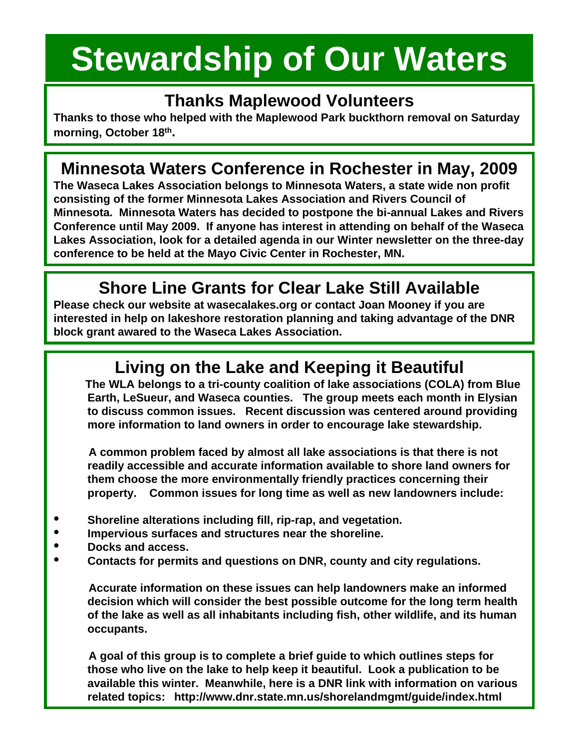# Stewardship of Our Waters

## Thanks Maplewood Volunteers

**Thanks to those who helped with the Maplewood Park buckthorn removal on Saturday morning, October 18th.**

## Minnesota Waters Conference in Rochester in May, 2009

**The Waseca Lakes Association belongs to Minnesota Waters, a state wide non profit consisting of the former Minnesota Lakes Association and Rivers Council of Minnesota. Minnesota Waters has decided to postpone the bi-annual Lakes and Rivers Conference until May 2009. If anyone has interest in attending on behalf of the Waseca Lakes Association, look for a detailed agenda in our Winter newsletter on the three-day conference to be held at the Mayo Civic Center in Rochester, MN.**

## Shore Line Grants for Clear Lake Still Available

**Please check our website at wasecalakes.org or contact Joan Mooney if you are interested in help on lakeshore restoration planning and taking advantage of the DNR block grant awared to the Waseca Lakes Association.**

## Living on the Lake and Keeping it Beautiful

**The WLA belongs to a tri-county coalition of lake associations (COLA) from Blue Earth, LeSueur, and Waseca counties. The group meets each month in Elysian to discuss common issues. Recent discussion was centered around providing more information to land owners in order to encourage lake stewardship.**

**A common problem faced by almost all lake associations is that there is not readily accessible and accurate information available to shore land owners for them choose the more environmentally friendly practices concerning their property. Common issues for long time as well as new landowners include:**

- **Shoreline alterations including fill, rip-rap, and vegetation.**
- **Impervious surfaces and structures near the shoreline.**
- **Docks and access.**
- **Contacts for permits and questions on DNR, county and city regulations.**

**Accurate information on these issues can help landowners make an informed decision which will consider the best possible outcome for the long term health of the lake as well as all inhabitants including fish, other wildlife, and its human occupants.**

**A goal of this group is to complete a brief guide to which outlines steps for those who live on the lake to help keep it beautiful. Look a publication to be available this winter. Meanwhile, here is a DNR link with information on various related topics: http://www.dnr.state.mn.us/shorelandmgmt/guide/index.html**